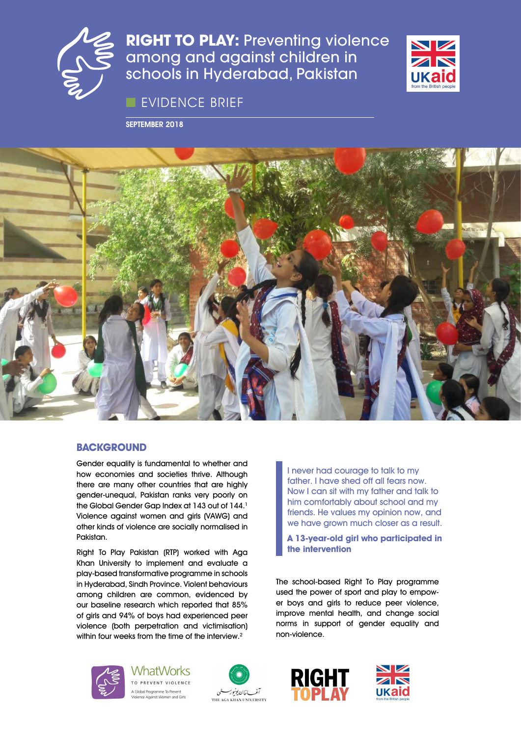# RIGHT TO PLAY: Preventing violence among and against children in schools in Hyderabad, Pakistan

EVIDENCE BRIEF

SEPTEMBER 2018

## BACKGROUND

Gender equality is fundamental to whether and how economies and societies thrive. Although there are many other countries that are highly gender-unequal, Pakistan ranks very poorly on the Global Gender Gap Index at 143 out of 144.[1] Violence against women and girls (VAWG) and other kinds of violence are socially normalised in Pakistan.

Right To Play Pakistan (RTP) worked with Aga Khan University to implement and evaluate a play-based transformative programme in schools in Hyderabad, Sindh Province. Violent behaviours among children are common, evidenced by our baseline research which reported that 85% of girls and 94% of boys had experienced peer violence (both perpetration and victimisation) within four weeks from the time of the interview.[2]

> I never had courage to talk to my father. I have shed off all fears now. Now I can sit with my father and talk to him comfortably about school and my friends. He values my opinion now, and we have grown much closer as a result.
>
> **A 13-year-old girl who participated in the intervention**

The school-based Right To Play programme used the power of sport and play to empower boys and girls to reduce peer violence, improve mental health, and change social norms in support of gender equality and non-violence.

WhatWorks TO PREVENT VIOLENCE — A Global Programme To Prevent Violence Against Women and Girls

THE AGA KHAN UNIVERSITY

RIGHT TO PLAY

UKaid from the British people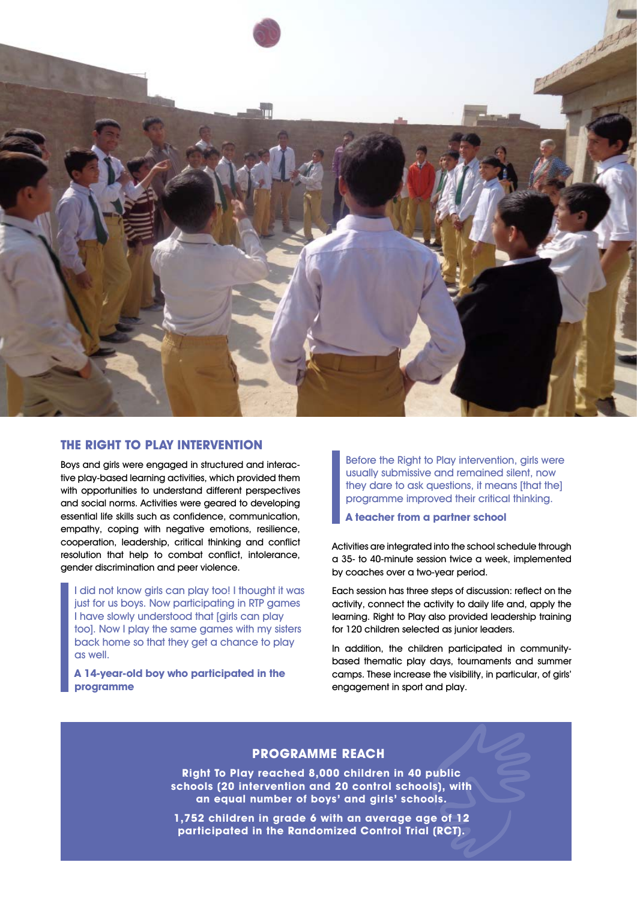## THE RIGHT TO PLAY INTERVENTION

Boys and girls were engaged in structured and interactive play-based learning activities, which provided them with opportunities to understand different perspectives and social norms. Activities were geared to developing essential life skills such as confidence, communication, empathy, coping with negative emotions, resilience, cooperation, leadership, critical thinking and conflict resolution that help to combat conflict, intolerance, gender discrimination and peer violence.

> I did not know girls can play too! I thought it was just for us boys. Now participating in RTP games I have slowly understood that [girls can play too]. Now I play the same games with my sisters back home so that they get a chance to play as well.
>
> **A 14-year-old boy who participated in the programme**

> Before the Right to Play intervention, girls were usually submissive and remained silent, now they dare to ask questions, it means [that the] programme improved their critical thinking.
>
> **A teacher from a partner school**

Activities are integrated into the school schedule through a 35- to 40-minute session twice a week, implemented by coaches over a two-year period.

Each session has three steps of discussion: reflect on the activity, connect the activity to daily life and, apply the learning. Right to Play also provided leadership training for 120 children selected as junior leaders.

In addition, the children participated in community-based thematic play days, tournaments and summer camps. These increase the visibility, in particular, of girls' engagement in sport and play.

### PROGRAMME REACH

**Right To Play reached 8,000 children in 40 public schools (20 intervention and 20 control schools), with an equal number of boys' and girls' schools.**

**1,752 children in grade 6 with an average age of 12 participated in the Randomized Control Trial (RCT).**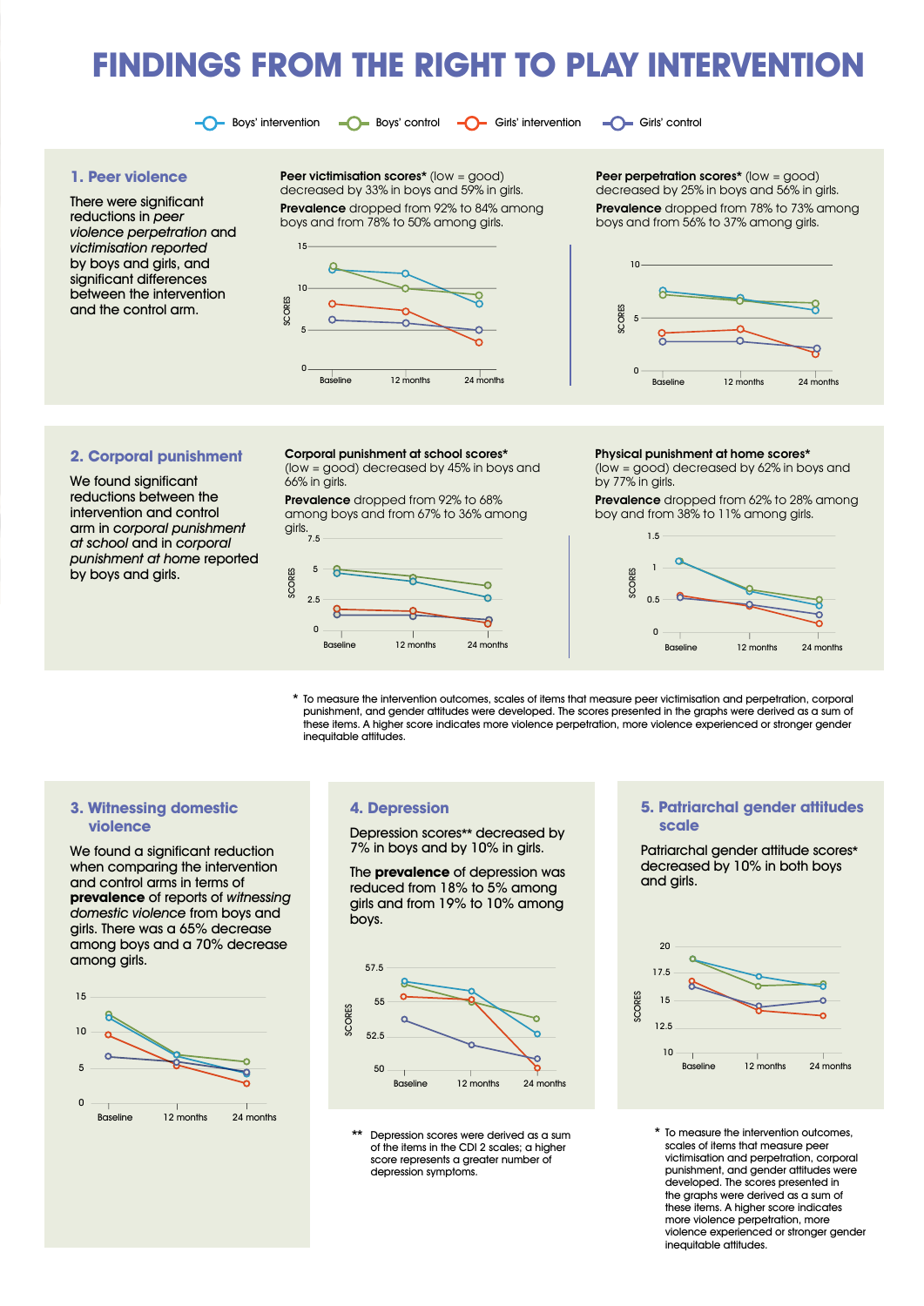# FINDINGS FROM THE RIGHT TO PLAY INTERVENTION

Boys' intervention — Boys' control — Girls' intervention — Girls' control

## 1. Peer violence

There were significant reductions in *peer violence perpetration* and *victimisation reported* by boys and girls, and significant differences between the intervention and the control arm.

**Peer victimisation scores*** (low = good) decreased by 33% in boys and 59% in girls.

**Prevalence** dropped from 92% to 84% among boys and from 78% to 50% among girls.

**Peer perpetration scores*** (low = good) decreased by 25% in boys and 56% in girls.

**Prevalence** dropped from 78% to 73% among boys and from 56% to 37% among girls.

## 2. Corporal punishment

We found significant reductions between the intervention and control arm in *corporal punishment at school* and in *corporal punishment at home* reported by boys and girls.

**Corporal punishment at school scores*** (low = good) decreased by 45% in boys and 66% in girls.

**Prevalence** dropped from 92% to 68% among boys and from 67% to 36% among girls.

**Physical punishment at home scores*** (low = good) decreased by 62% in boys and by 77% in girls.

**Prevalence** dropped from 62% to 28% among boy and from 38% to 11% among girls.

\* To measure the intervention outcomes, scales of items that measure peer victimisation and perpetration, corporal punishment, and gender attitudes were developed. The scores presented in the graphs were derived as a sum of these items. A higher score indicates more violence perpetration, more violence experienced or stronger gender inequitable attitudes.

## 3. Witnessing domestic violence

We found a significant reduction when comparing the intervention and control arms in terms of **prevalence** of reports of *witnessing domestic violence* from boys and girls. There was a 65% decrease among boys and a 70% decrease among girls.

## 4. Depression

Depression scores** decreased by 7% in boys and by 10% in girls.

The **prevalence** of depression was reduced from 18% to 5% among girls and from 19% to 10% among boys.

\*\* Depression scores were derived as a sum of the items in the CDI 2 scales; a higher score represents a greater number of depression symptoms.

## 5. Patriarchal gender attitudes scale

Patriarchal gender attitude scores* decreased by 10% in both boys and girls.

\* To measure the intervention outcomes, scales of items that measure peer victimisation and perpetration, corporal punishment, and gender attitudes were developed. The scores presented in the graphs were derived as a sum of these items. A higher score indicates more violence perpetration, more violence experienced or stronger gender inequitable attitudes.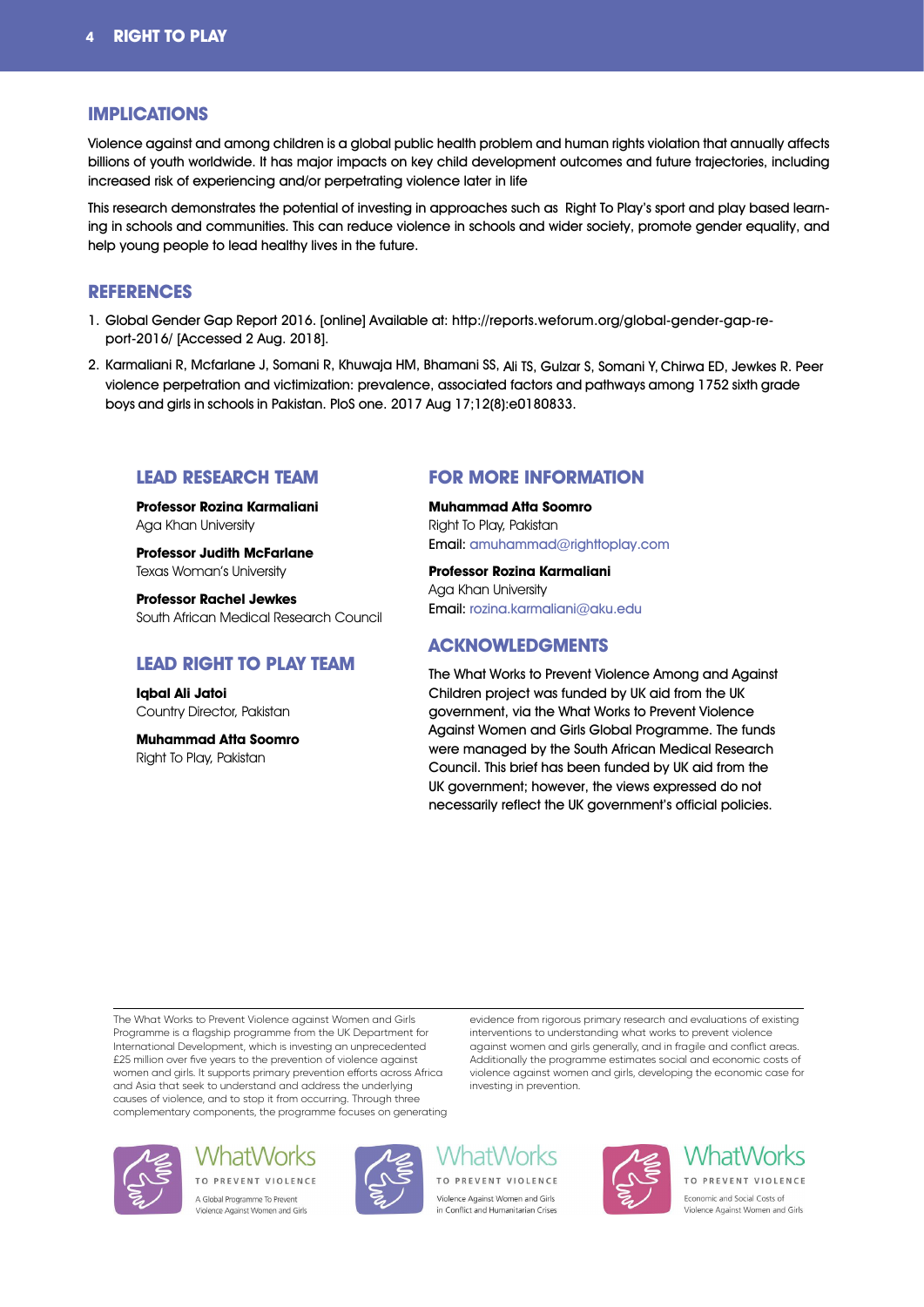## IMPLICATIONS

Violence against and among children is a global public health problem and human rights violation that annually affects billions of youth worldwide. It has major impacts on key child development outcomes and future trajectories, including increased risk of experiencing and/or perpetrating violence later in life

This research demonstrates the potential of investing in approaches such as Right To Play's sport and play based learning in schools and communities. This can reduce violence in schools and wider society, promote gender equality, and help young people to lead healthy lives in the future.

## REFERENCES

1. Global Gender Gap Report 2016. [online] Available at: http://reports.weforum.org/global-gender-gap-report-2016/ [Accessed 2 Aug. 2018].
2. Karmaliani R, Mcfarlane J, Somani R, Khuwaja HM, Bhamani SS, Ali TS, Gulzar S, Somani Y, Chirwa ED, Jewkes R. Peer violence perpetration and victimization: prevalence, associated factors and pathways among 1752 sixth grade boys and girls in schools in Pakistan. PloS one. 2017 Aug 17;12(8):e0180833.

### LEAD RESEARCH TEAM

**Professor Rozina Karmaliani**
Aga Khan University

**Professor Judith McFarlane**
Texas Woman's University

**Professor Rachel Jewkes**
South African Medical Research Council

### LEAD RIGHT TO PLAY TEAM

**Iqbal Ali Jatoi**
Country Director, Pakistan

**Muhammad Atta Soomro**
Right To Play, Pakistan

### FOR MORE INFORMATION

**Muhammad Atta Soomro**
Right To Play, Pakistan
Email: amuhammad@righttoplay.com

**Professor Rozina Karmaliani**
Aga Khan University
Email: rozina.karmaliani@aku.edu

### ACKNOWLEDGMENTS

The What Works to Prevent Violence Among and Against Children project was funded by UK aid from the UK government, via the What Works to Prevent Violence Against Women and Girls Global Programme. The funds were managed by the South African Medical Research Council. This brief has been funded by UK aid from the UK government; however, the views expressed do not necessarily reflect the UK government's official policies.

The What Works to Prevent Violence against Women and Girls Programme is a flagship programme from the UK Department for International Development, which is investing an unprecedented £25 million over five years to the prevention of violence against women and girls. It supports primary prevention efforts across Africa and Asia that seek to understand and address the underlying causes of violence, and to stop it from occurring. Through three complementary components, the programme focuses on generating evidence from rigorous primary research and evaluations of existing interventions to understanding what works to prevent violence against women and girls generally, and in fragile and conflict areas. Additionally the programme estimates social and economic costs of violence against women and girls, developing the economic case for investing in prevention.

WhatWorks TO PREVENT VIOLENCE — A Global Programme To Prevent Violence Against Women and Girls

WhatWorks TO PREVENT VIOLENCE — Violence Against Women and Girls in Conflict and Humanitarian Crises

WhatWorks TO PREVENT VIOLENCE — Economic and Social Costs of Violence Against Women and Girls